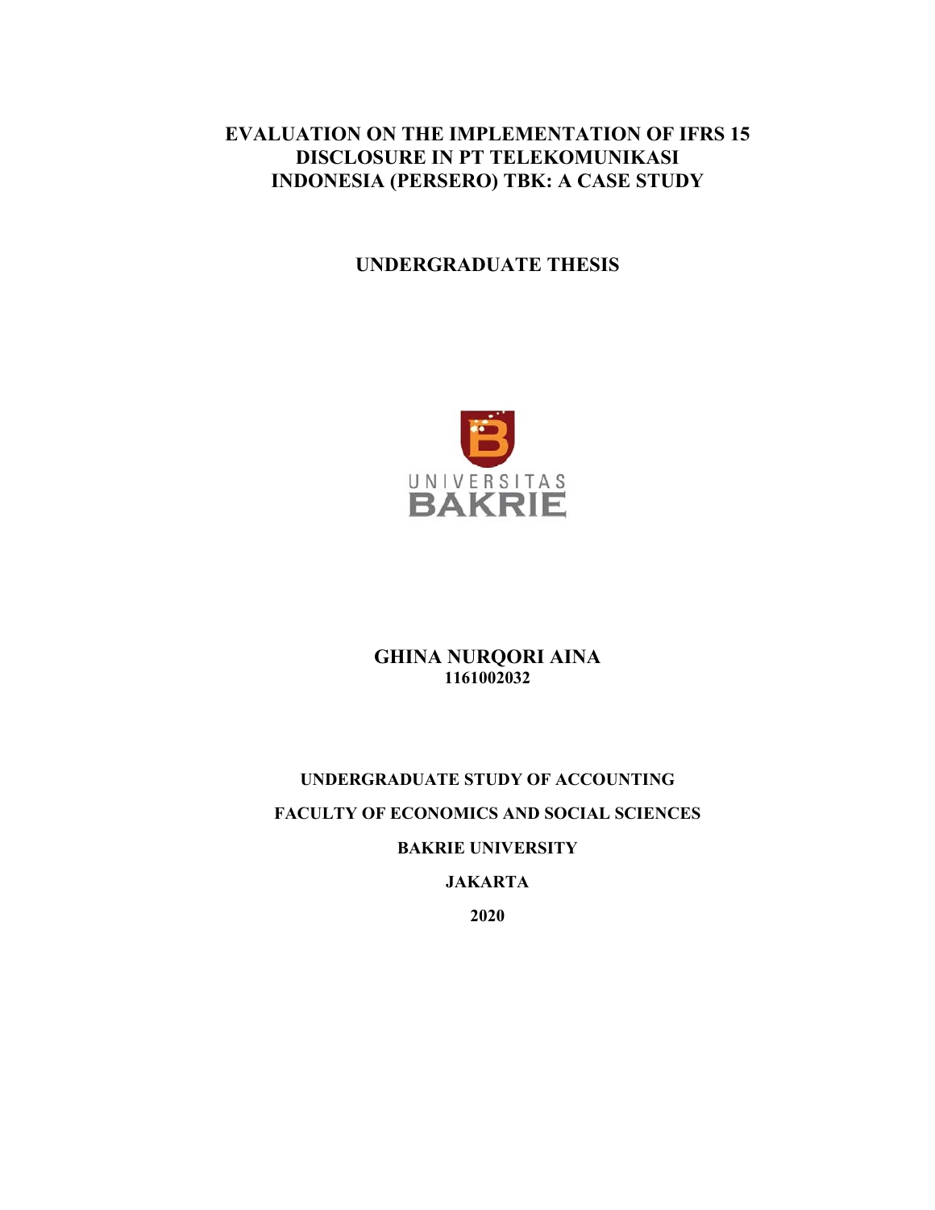# EVALUATION ON THE IMPLEMENTATION OF IFRS 15 DISCLOSURE IN PT TELEKOMUNIKASI INDONESIA (PERSERO) TBK: A CASE STUDY

## UNDERGRADUATE THESIS

UNIVERSITAS BAKRIE

**GHINA NURQORI AINA**
**1161002032**

**UNDERGRADUATE STUDY OF ACCOUNTING**

**FACULTY OF ECONOMICS AND SOCIAL SCIENCES**

**BAKRIE UNIVERSITY**

**JAKARTA**

**2020**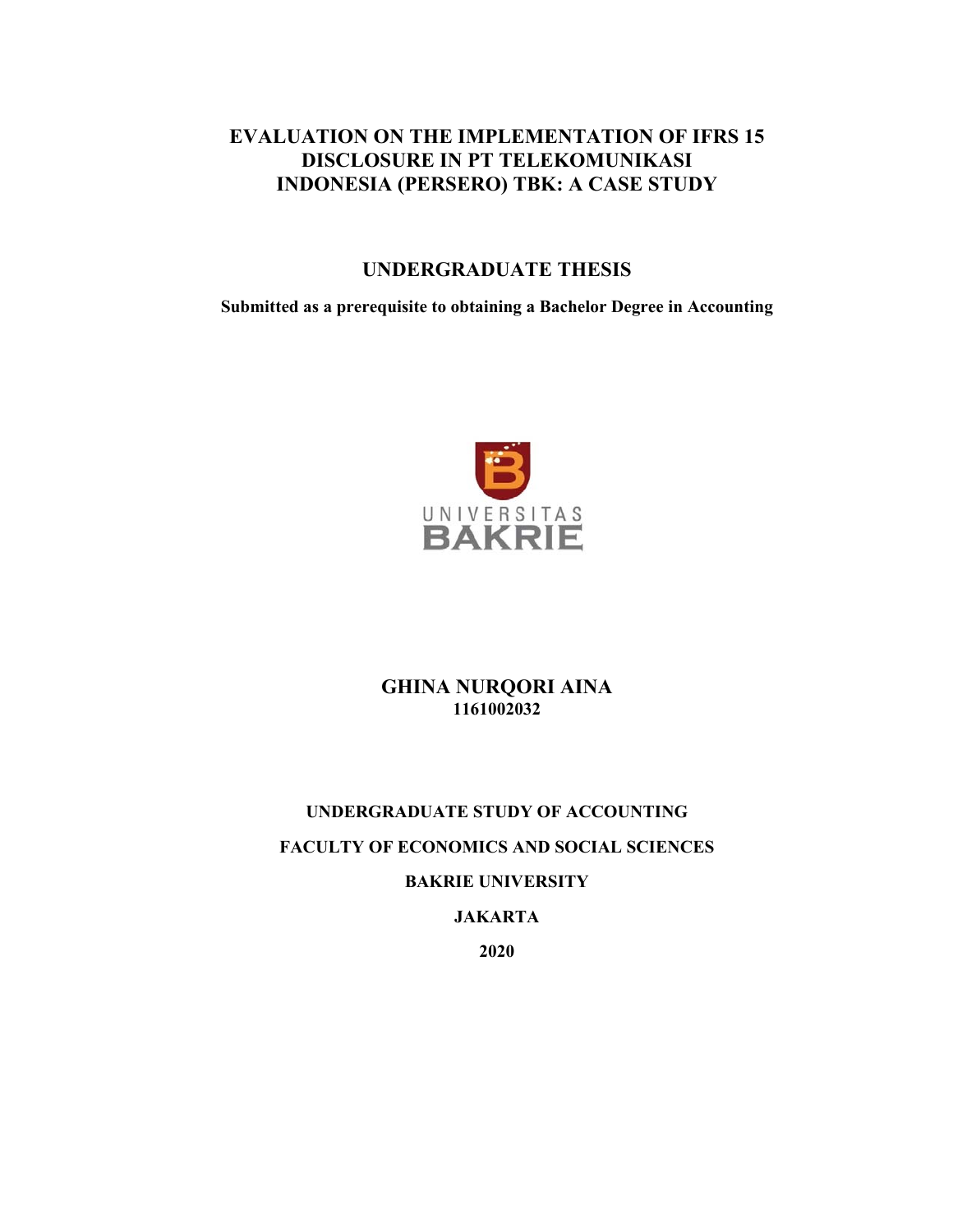# EVALUATION ON THE IMPLEMENTATION OF IFRS 15 DISCLOSURE IN PT TELEKOMUNIKASI INDONESIA (PERSERO) TBK: A CASE STUDY

## UNDERGRADUATE THESIS

**Submitted as a prerequisite to obtaining a Bachelor Degree in Accounting**

UNIVERSITAS BAKRIE

**GHINA NURQORI AINA**
**1161002032**

**UNDERGRADUATE STUDY OF ACCOUNTING**

**FACULTY OF ECONOMICS AND SOCIAL SCIENCES**

**BAKRIE UNIVERSITY**

**JAKARTA**

**2020**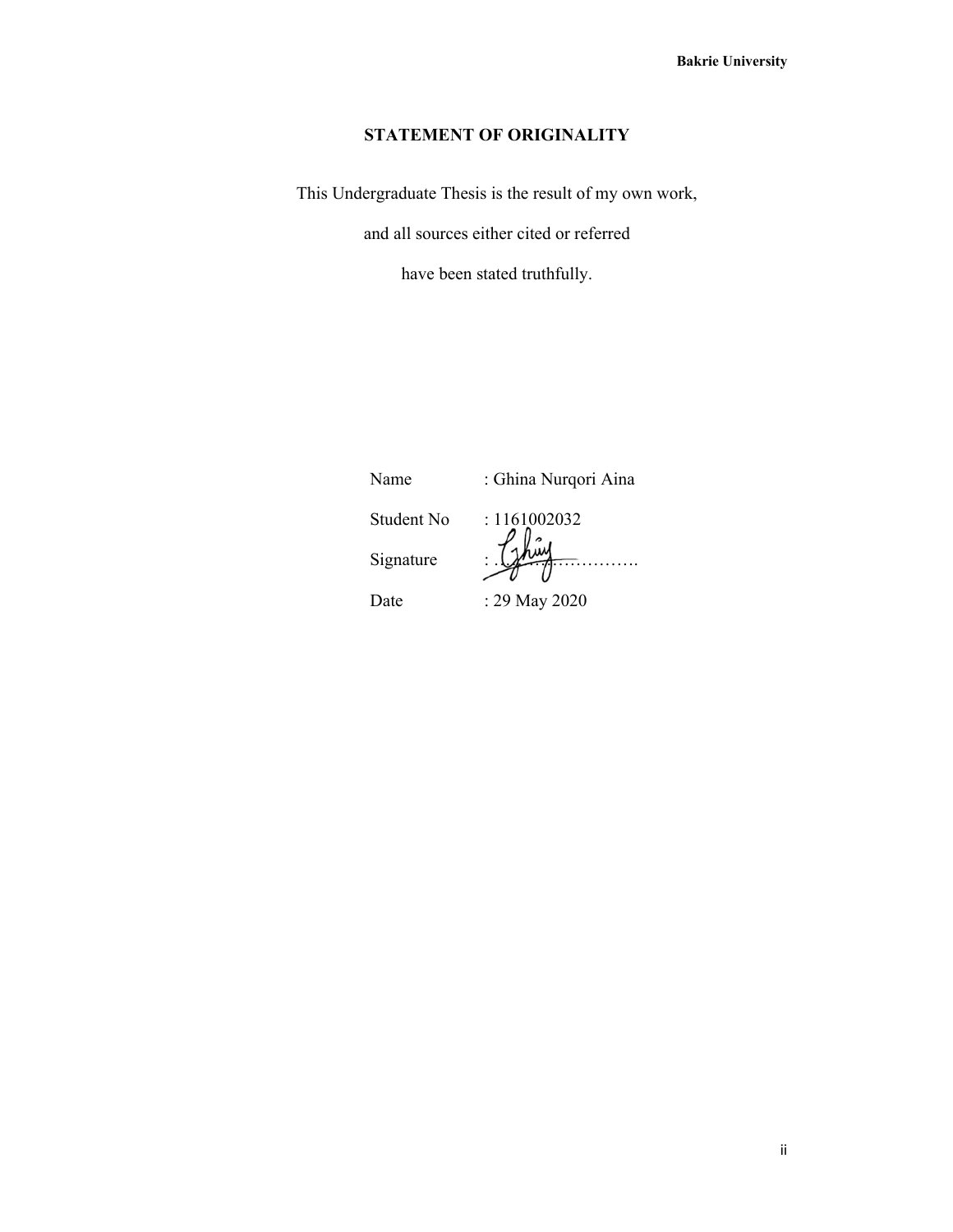# STATEMENT OF ORIGINALITY

This Undergraduate Thesis is the result of my own work,

and all sources either cited or referred

have been stated truthfully.

| | |
|---|---|
| Name | : Ghina Nurqori Aina |
| Student No | : 1161002032 |
| Signature | : ……………………. |
| Date | : 29 May 2020 |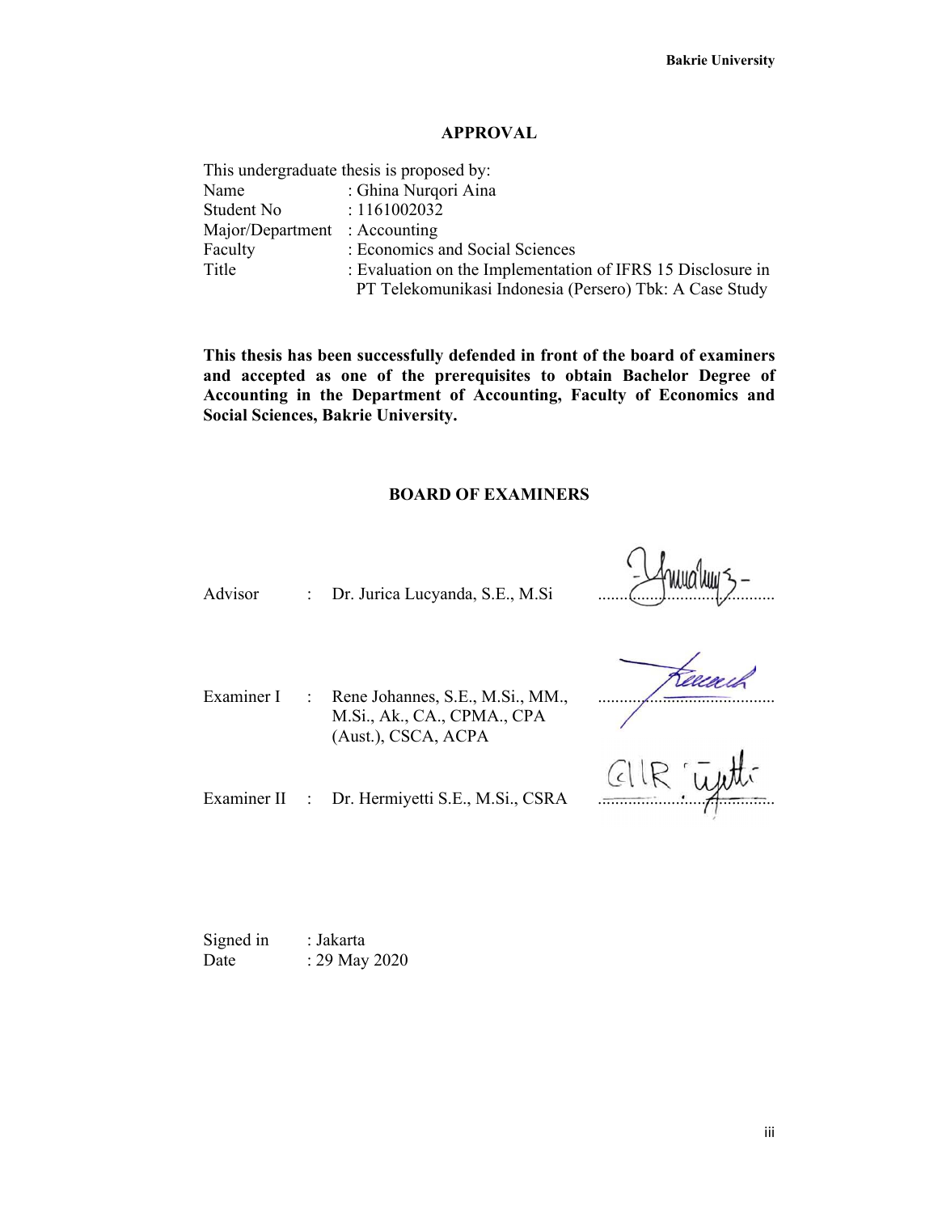# APPROVAL

This undergraduate thesis is proposed by:

| | |
|---|---|
| Name | : Ghina Nurqori Aina |
| Student No | : 1161002032 |
| Major/Department | : Accounting |
| Faculty | : Economics and Social Sciences |
| Title | : Evaluation on the Implementation of IFRS 15 Disclosure in PT Telekomunikasi Indonesia (Persero) Tbk: A Case Study |

**This thesis has been successfully defended in front of the board of examiners and accepted as one of the prerequisites to obtain Bachelor Degree of Accounting in the Department of Accounting, Faculty of Economics and Social Sciences, Bakrie University.**

## BOARD OF EXAMINERS

| | | | |
|---|---|---|---|
| Advisor | : | Dr. Jurica Lucyanda, S.E., M.Si | .................................... |
| Examiner I | : | Rene Johannes, S.E., M.Si., MM., M.Si., Ak., CA., CPMA., CPA (Aust.), CSCA, ACPA | .................................... |
| Examiner II | : | Dr. Hermiyetti S.E., M.Si., CSRA | .................................... |

Signed in : Jakarta
Date : 29 May 2020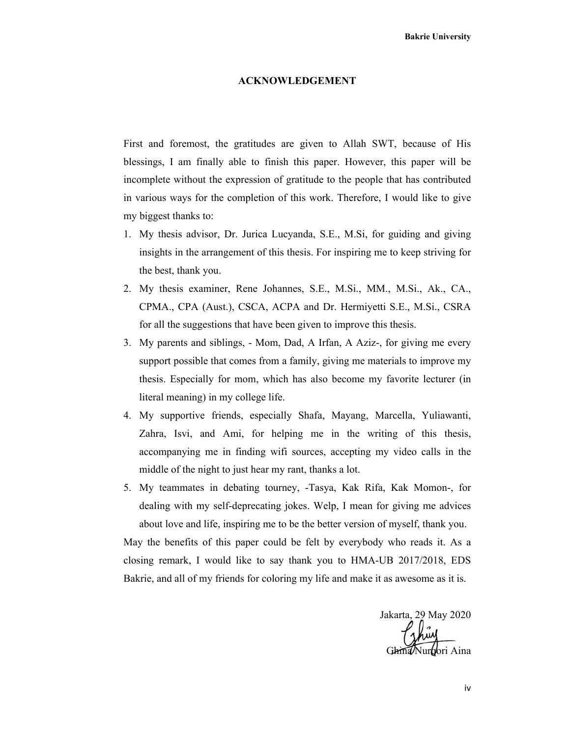# ACKNOWLEDGEMENT

First and foremost, the gratitudes are given to Allah SWT, because of His blessings, I am finally able to finish this paper. However, this paper will be incomplete without the expression of gratitude to the people that has contributed in various ways for the completion of this work. Therefore, I would like to give my biggest thanks to:

1. My thesis advisor, Dr. Jurica Lucyanda, S.E., M.Si, for guiding and giving insights in the arrangement of this thesis. For inspiring me to keep striving for the best, thank you.
2. My thesis examiner, Rene Johannes, S.E., M.Si., MM., M.Si., Ak., CA., CPMA., CPA (Aust.), CSCA, ACPA and Dr. Hermiyetti S.E., M.Si., CSRA for all the suggestions that have been given to improve this thesis.
3. My parents and siblings, - Mom, Dad, A Irfan, A Aziz-, for giving me every support possible that comes from a family, giving me materials to improve my thesis. Especially for mom, which has also become my favorite lecturer (in literal meaning) in my college life.
4. My supportive friends, especially Shafa, Mayang, Marcella, Yuliawanti, Zahra, Isvi, and Ami, for helping me in the writing of this thesis, accompanying me in finding wifi sources, accepting my video calls in the middle of the night to just hear my rant, thanks a lot.
5. My teammates in debating tourney, -Tasya, Kak Rifa, Kak Momon-, for dealing with my self-deprecating jokes. Welp, I mean for giving me advices about love and life, inspiring me to be the better version of myself, thank you.

May the benefits of this paper could be felt by everybody who reads it. As a closing remark, I would like to say thank you to HMA-UB 2017/2018, EDS Bakrie, and all of my friends for coloring my life and make it as awesome as it is.

Jakarta, 29 May 2020

Ghina Nurqori Aina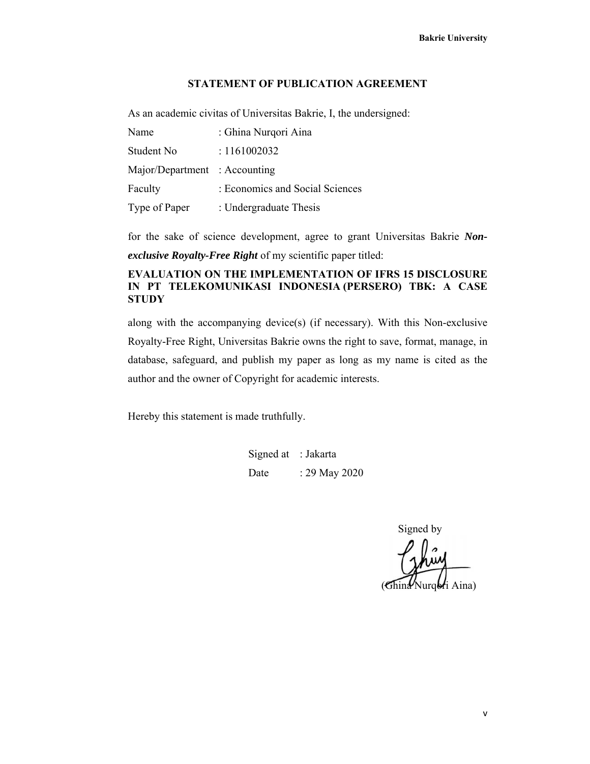## STATEMENT OF PUBLICATION AGREEMENT

As an academic civitas of Universitas Bakrie, I, the undersigned:

| | |
|---|---|
| Name | : Ghina Nurqori Aina |
| Student No | : 1161002032 |
| Major/Department | : Accounting |
| Faculty | : Economics and Social Sciences |
| Type of Paper | : Undergraduate Thesis |

for the sake of science development, agree to grant Universitas Bakrie ***Non-exclusive Royalty-Free Right*** of my scientific paper titled:

**EVALUATION ON THE IMPLEMENTATION OF IFRS 15 DISCLOSURE IN PT TELEKOMUNIKASI INDONESIA (PERSERO) TBK: A CASE STUDY**

along with the accompanying device(s) (if necessary). With this Non-exclusive Royalty-Free Right, Universitas Bakrie owns the right to save, format, manage, in database, safeguard, and publish my paper as long as my name is cited as the author and the owner of Copyright for academic interests.

Hereby this statement is made truthfully.

Signed at : Jakarta

Date : 29 May 2020

Signed by

(Ghina Nurqori Aina)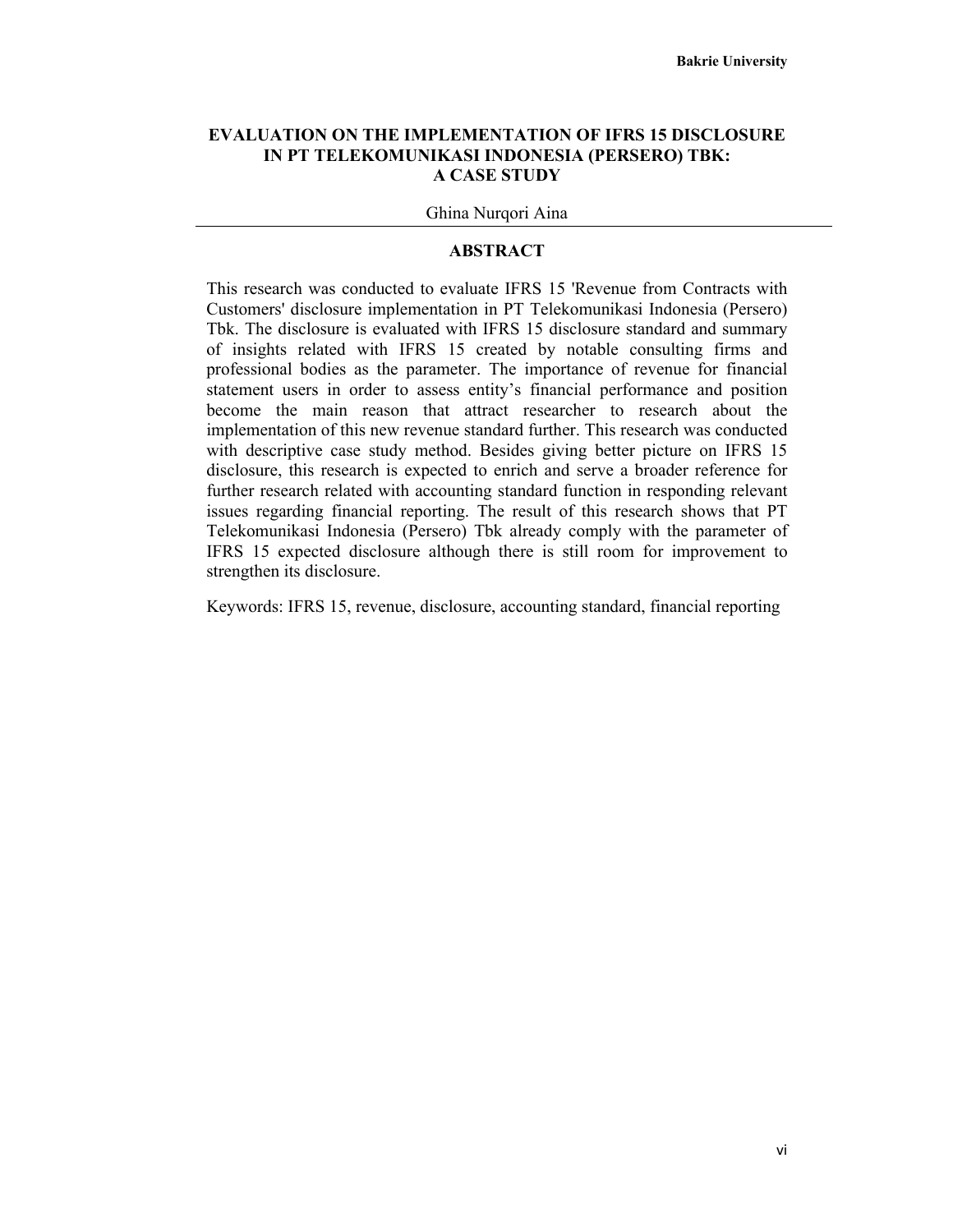# EVALUATION ON THE IMPLEMENTATION OF IFRS 15 DISCLOSURE IN PT TELEKOMUNIKASI INDONESIA (PERSERO) TBK: A CASE STUDY

Ghina Nurqori Aina

## ABSTRACT

This research was conducted to evaluate IFRS 15 'Revenue from Contracts with Customers' disclosure implementation in PT Telekomunikasi Indonesia (Persero) Tbk. The disclosure is evaluated with IFRS 15 disclosure standard and summary of insights related with IFRS 15 created by notable consulting firms and professional bodies as the parameter. The importance of revenue for financial statement users in order to assess entity's financial performance and position become the main reason that attract researcher to research about the implementation of this new revenue standard further. This research was conducted with descriptive case study method. Besides giving better picture on IFRS 15 disclosure, this research is expected to enrich and serve a broader reference for further research related with accounting standard function in responding relevant issues regarding financial reporting. The result of this research shows that PT Telekomunikasi Indonesia (Persero) Tbk already comply with the parameter of IFRS 15 expected disclosure although there is still room for improvement to strengthen its disclosure.

Keywords: IFRS 15, revenue, disclosure, accounting standard, financial reporting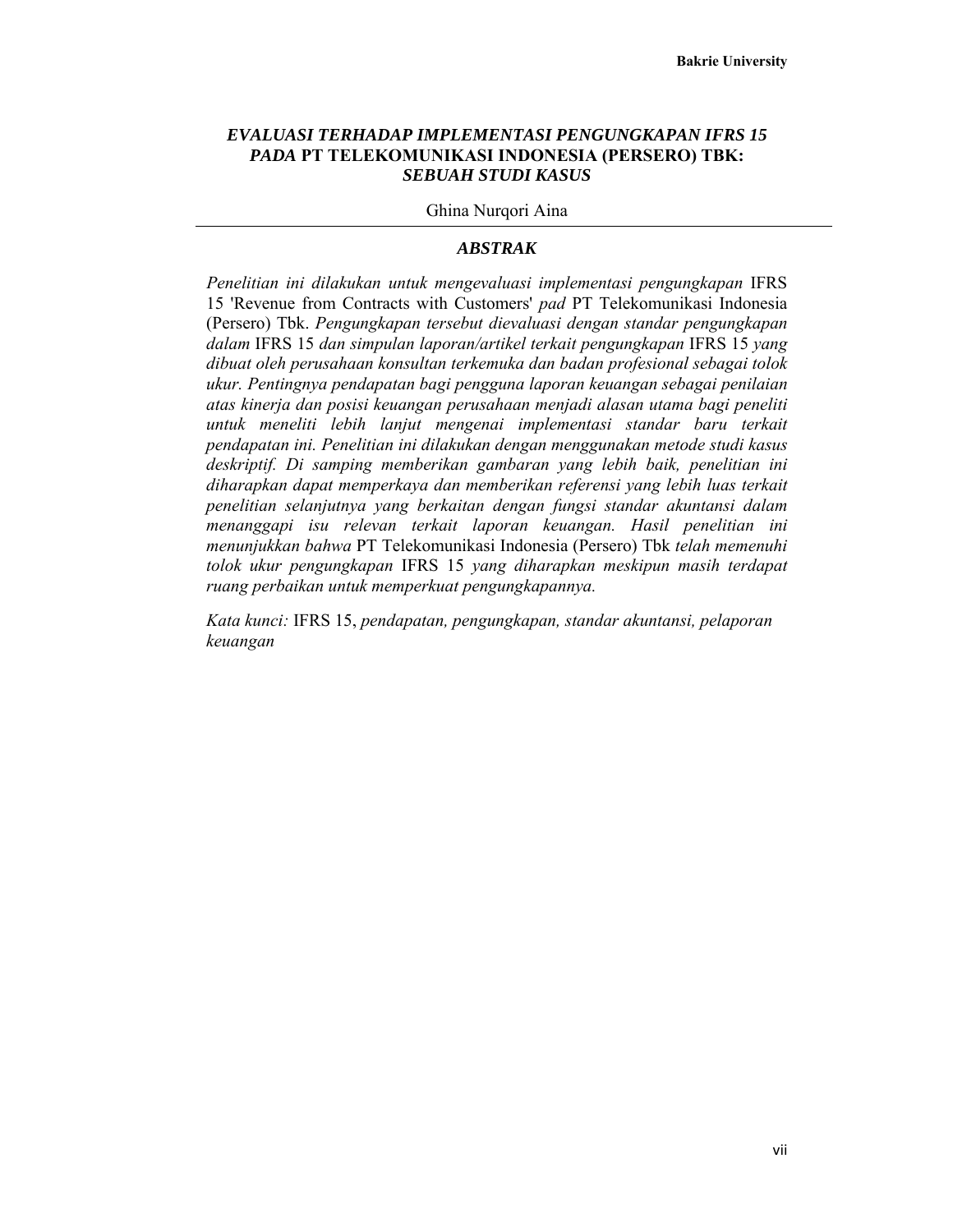# *EVALUASI TERHADAP IMPLEMENTASI PENGUNGKAPAN IFRS 15 PADA* PT TELEKOMUNIKASI INDONESIA (PERSERO) TBK: *SEBUAH STUDI KASUS*

Ghina Nurqori Aina

## *ABSTRAK*

*Penelitian ini dilakukan untuk mengevaluasi implementasi pengungkapan* IFRS 15 'Revenue from Contracts with Customers' *pad* PT Telekomunikasi Indonesia (Persero) Tbk. *Pengungkapan tersebut dievaluasi dengan standar pengungkapan dalam* IFRS 15 *dan simpulan laporan/artikel terkait pengungkapan* IFRS 15 *yang dibuat oleh perusahaan konsultan terkemuka dan badan profesional sebagai tolok ukur. Pentingnya pendapatan bagi pengguna laporan keuangan sebagai penilaian atas kinerja dan posisi keuangan perusahaan menjadi alasan utama bagi peneliti untuk meneliti lebih lanjut mengenai implementasi standar baru terkait pendapatan ini. Penelitian ini dilakukan dengan menggunakan metode studi kasus deskriptif. Di samping memberikan gambaran yang lebih baik, penelitian ini diharapkan dapat memperkaya dan memberikan referensi yang lebih luas terkait penelitian selanjutnya yang berkaitan dengan fungsi standar akuntansi dalam menanggapi isu relevan terkait laporan keuangan. Hasil penelitian ini menunjukkan bahwa* PT Telekomunikasi Indonesia (Persero) Tbk *telah memenuhi tolok ukur pengungkapan* IFRS 15 *yang diharapkan meskipun masih terdapat ruang perbaikan untuk memperkuat pengungkapannya.*

*Kata kunci:* IFRS 15, *pendapatan, pengungkapan, standar akuntansi, pelaporan keuangan*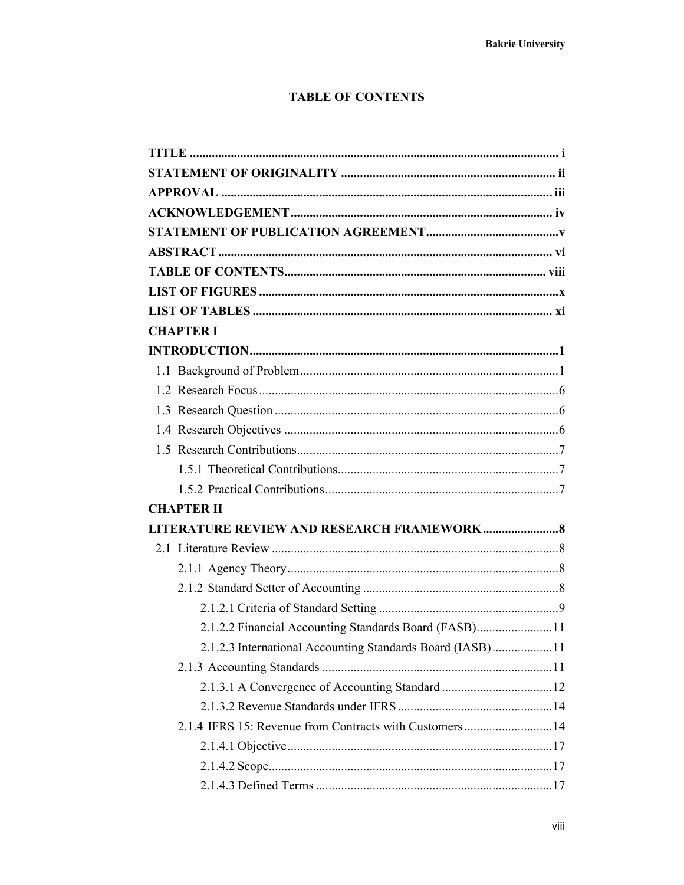## TABLE OF CONTENTS

**TITLE** ..................................................................................................... **i**
**STATEMENT OF ORIGINALITY** ................................................................... **ii**
**APPROVAL** ........................................................................................... **iii**
**ACKNOWLEDGEMENT** .................................................................................. **iv**
**STATEMENT OF PUBLICATION AGREEMENT** .......................................... **v**
**ABSTRACT** ............................................................................................. **vi**
**TABLE OF CONTENTS** .................................................................................. **viii**
**LIST OF FIGURES** ............................................................................................ **x**
**LIST OF TABLES** ............................................................................................ **xi**
**CHAPTER I**
**INTRODUCTION** ................................................................................................ **1**
1.1 Background of Problem ................................................................................ 1
1.2 Research Focus .............................................................................................. 6
1.3 Research Question ......................................................................................... 6
1.4 Research Objectives ...................................................................................... 6
1.5 Research Contributions .................................................................................. 7
1.5.1 Theoretical Contributions ..................................................................... 7
1.5.2 Practical Contributions ......................................................................... 7
**CHAPTER II**
**LITERATURE REVIEW AND RESEARCH FRAMEWORK** ........................ **8**
2.1 Literature Review .......................................................................................... 8
2.1.1 Agency Theory ..................................................................................... 8
2.1.2 Standard Setter of Accounting ............................................................. 8
2.1.2.1 Criteria of Standard Setting ......................................................... 9
2.1.2.2 Financial Accounting Standards Board (FASB) ........................ 11
2.1.2.3 International Accounting Standards Board (IASB) ................... 11
2.1.3 Accounting Standards ........................................................................ 11
2.1.3.1 A Convergence of Accounting Standard ................................... 12
2.1.3.2 Revenue Standards under IFRS ................................................. 14
2.1.4 IFRS 15: Revenue from Contracts with Customers ............................ 14
2.1.4.1 Objective ................................................................................... 17
2.1.4.2 Scope ......................................................................................... 17
2.1.4.3 Defined Terms ........................................................................... 17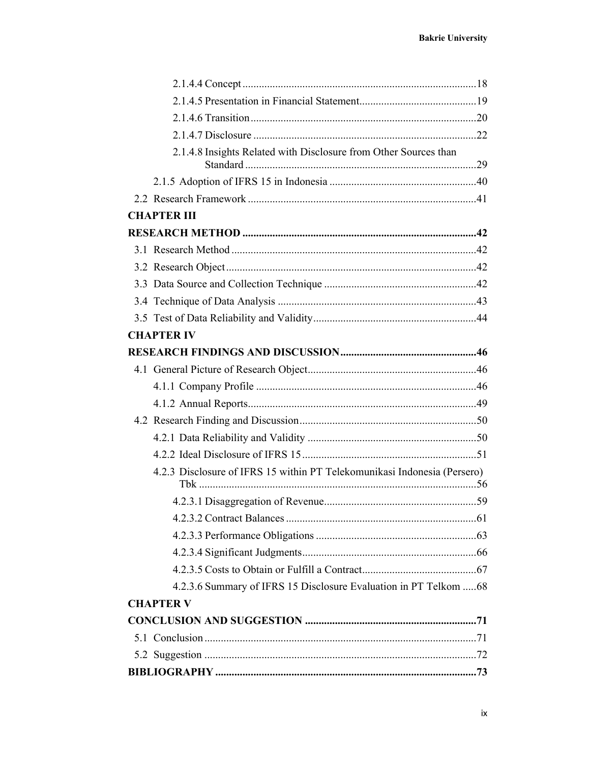2.1.4.4 Concept ..................................................................................... 18

2.1.4.5 Presentation in Financial Statement........................................... 19

2.1.4.6 Transition .................................................................................. 20

2.1.4.7 Disclosure ................................................................................. 22

2.1.4.8 Insights Related with Disclosure from Other Sources than Standard .................................................................................... 29

2.1.5 Adoption of IFRS 15 in Indonesia ...................................................... 40

2.2 Research Framework ................................................................................... 41

**CHAPTER III**

**RESEARCH METHOD ..................................................................................... 42**

3.1 Research Method ......................................................................................... 42

3.2 Research Object ........................................................................................... 42

3.3 Data Source and Collection Technique ....................................................... 42

3.4 Technique of Data Analysis ......................................................................... 43

3.5 Test of Data Reliability and Validity ............................................................ 44

**CHAPTER IV**

**RESEARCH FINDINGS AND DISCUSSION .................................................. 46**

4.1 General Picture of Research Object ............................................................. 46

4.1.1 Company Profile ................................................................................ 46

4.1.2 Annual Reports ................................................................................... 49

4.2 Research Finding and Discussion ................................................................. 50

4.2.1 Data Reliability and Validity .............................................................. 50

4.2.2 Ideal Disclosure of IFRS 15 ................................................................ 51

4.2.3 Disclosure of IFRS 15 within PT Telekomunikasi Indonesia (Persero) Tbk ..................................................................................................... 56

4.2.3.1 Disaggregation of Revenue ........................................................ 59

4.2.3.2 Contract Balances ...................................................................... 61

4.2.3.3 Performance Obligations ........................................................... 63

4.2.3.4 Significant Judgments ................................................................ 66

4.2.3.5 Costs to Obtain or Fulfill a Contract .......................................... 67

4.2.3.6 Summary of IFRS 15 Disclosure Evaluation in PT Telkom ..... 68

**CHAPTER V**

**CONCLUSION AND SUGGESTION .............................................................. 71**

5.1 Conclusion ................................................................................................... 71

5.2 Suggestion ................................................................................................... 72

**BIBLIOGRAPHY ............................................................................................... 73**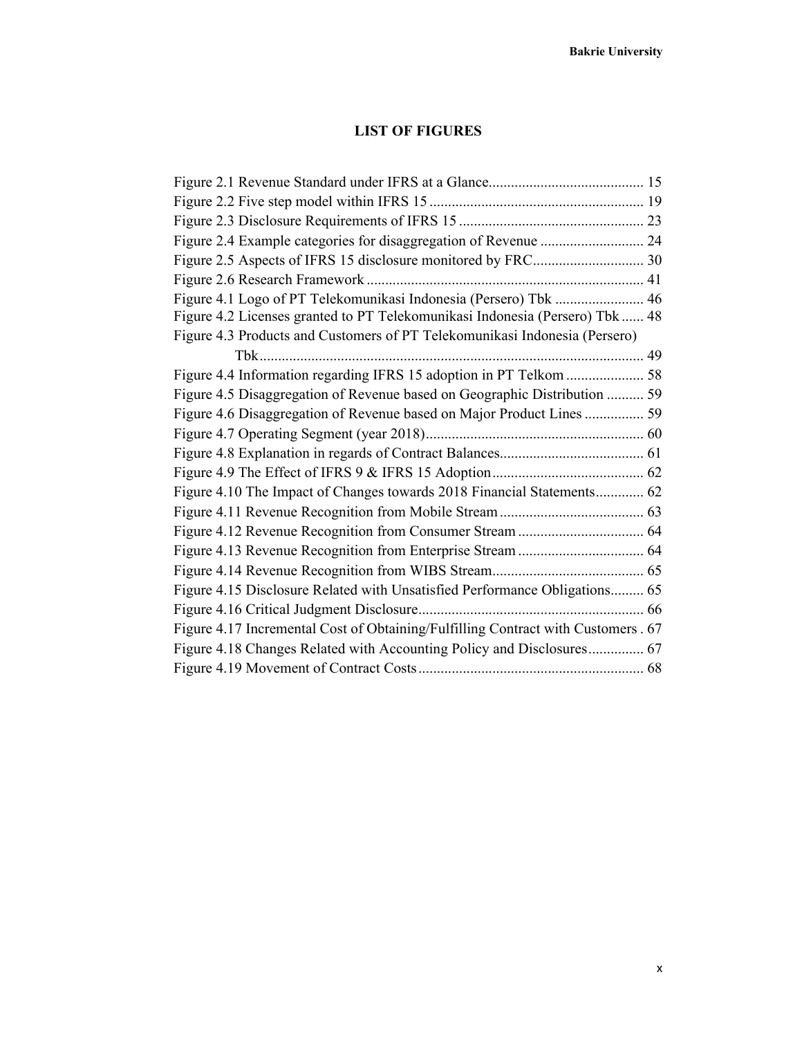# LIST OF FIGURES

Figure 2.1 Revenue Standard under IFRS at a Glance.......................................... 15
Figure 2.2 Five step model within IFRS 15 .......................................................... 19
Figure 2.3 Disclosure Requirements of IFRS 15 .................................................. 23
Figure 2.4 Example categories for disaggregation of Revenue ............................ 24
Figure 2.5 Aspects of IFRS 15 disclosure monitored by FRC.............................. 30
Figure 2.6 Research Framework ........................................................................... 41
Figure 4.1 Logo of PT Telekomunikasi Indonesia (Persero) Tbk ........................ 46
Figure 4.2 Licenses granted to PT Telekomunikasi Indonesia (Persero) Tbk ...... 48
Figure 4.3 Products and Customers of PT Telekomunikasi Indonesia (Persero) Tbk........................................................................................................ 49
Figure 4.4 Information regarding IFRS 15 adoption in PT Telkom ..................... 58
Figure 4.5 Disaggregation of Revenue based on Geographic Distribution .......... 59
Figure 4.6 Disaggregation of Revenue based on Major Product Lines ................ 59
Figure 4.7 Operating Segment (year 2018)........................................................... 60
Figure 4.8 Explanation in regards of Contract Balances....................................... 61
Figure 4.9 The Effect of IFRS 9 & IFRS 15 Adoption......................................... 62
Figure 4.10 The Impact of Changes towards 2018 Financial Statements............. 62
Figure 4.11 Revenue Recognition from Mobile Stream ....................................... 63
Figure 4.12 Revenue Recognition from Consumer Stream .................................. 64
Figure 4.13 Revenue Recognition from Enterprise Stream .................................. 64
Figure 4.14 Revenue Recognition from WIBS Stream......................................... 65
Figure 4.15 Disclosure Related with Unsatisfied Performance Obligations......... 65
Figure 4.16 Critical Judgment Disclosure............................................................. 66
Figure 4.17 Incremental Cost of Obtaining/Fulfilling Contract with Customers . 67
Figure 4.18 Changes Related with Accounting Policy and Disclosures............... 67
Figure 4.19 Movement of Contract Costs ............................................................. 68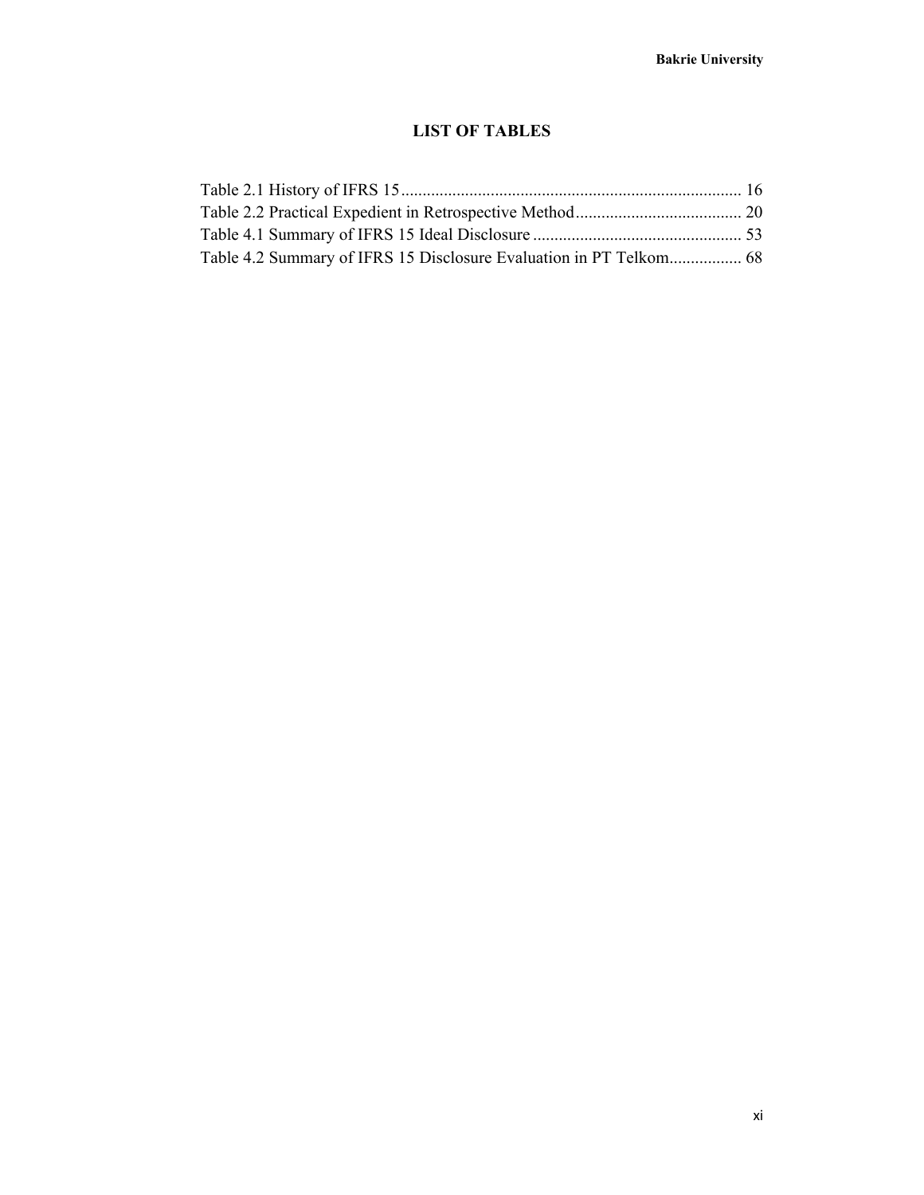# LIST OF TABLES

Table 2.1 History of IFRS 15 ................................................................................ 16
Table 2.2 Practical Expedient in Retrospective Method ....................................... 20
Table 4.1 Summary of IFRS 15 Ideal Disclosure ................................................. 53
Table 4.2 Summary of IFRS 15 Disclosure Evaluation in PT Telkom ................. 68